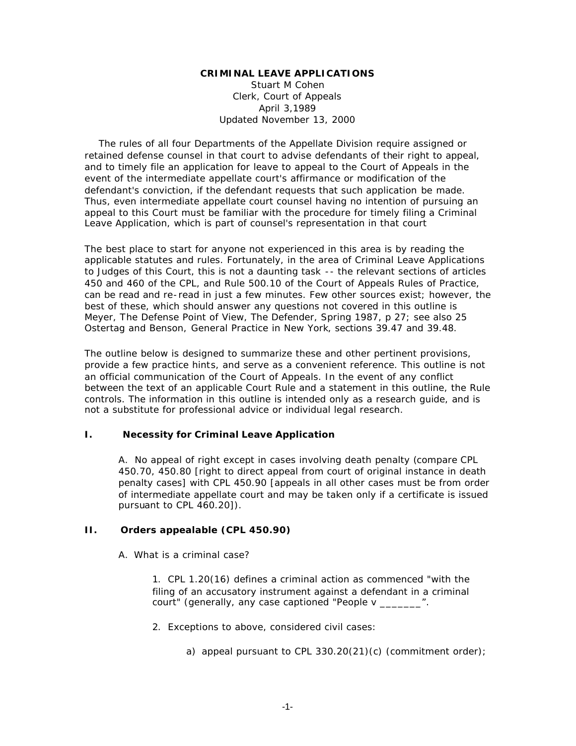**CRIMINAL LEAVE APPLICATIONS**
Stuart M Cohen
Clerk, Court of Appeals
April 3,1989
Updated November 13, 2000

The rules of all four Departments of the Appellate Division require assigned or retained defense counsel in that court to advise defendants of their right to appeal, and to timely file an application for leave to appeal to the Court of Appeals in the event of the intermediate appellate court's affirmance or modification of the defendant's conviction, if the defendant requests that such application be made. Thus, even intermediate appellate court counsel having no intention of pursuing an appeal to this Court must be familiar with the procedure for timely filing a Criminal Leave Application, which is part of counsel's representation in that court

The best place to start for anyone not experienced in this area is by reading the applicable statutes and rules. Fortunately, in the area of Criminal Leave Applications to Judges of this Court, this is not a daunting task -- the relevant sections of articles 450 and 460 of the CPL, and Rule 500.10 of the Court of Appeals Rules of Practice, can be read and re-read in just a few minutes. Few other sources exist; however, the best of these, which should answer any questions not covered in this outline is Meyer, The Defense Point of View, The Defender, Spring 1987, p 27; see also 25 Ostertag and Benson, General Practice in New York, sections 39.47 and 39.48.

The outline below is designed to summarize these and other pertinent provisions, provide a few practice hints, and serve as a convenient reference. This outline is not an official communication of the Court of Appeals. In the event of any conflict between the text of an applicable Court Rule and a statement in this outline, the Rule controls. The information in this outline is intended only as a research guide, and is not a substitute for professional advice or individual legal research.

## I. Necessity for Criminal Leave Application

A. No appeal of right except in cases involving death penalty (compare CPL 450.70, 450.80 [right to direct appeal from court of original instance in death penalty cases] with CPL 450.90 [appeals in all other cases must be from order of intermediate appellate court and may be taken only if a certificate is issued pursuant to CPL 460.20]).

## II. Orders appealable (CPL 450.90)

A. What is a criminal case?

1. CPL 1.20(16) defines a criminal action as commenced "with the filing of an accusatory instrument against a defendant in a criminal court" (generally, any case captioned "People v _______".

2. Exceptions to above, considered civil cases:

a) appeal pursuant to CPL 330.20(21)(c) (commitment order);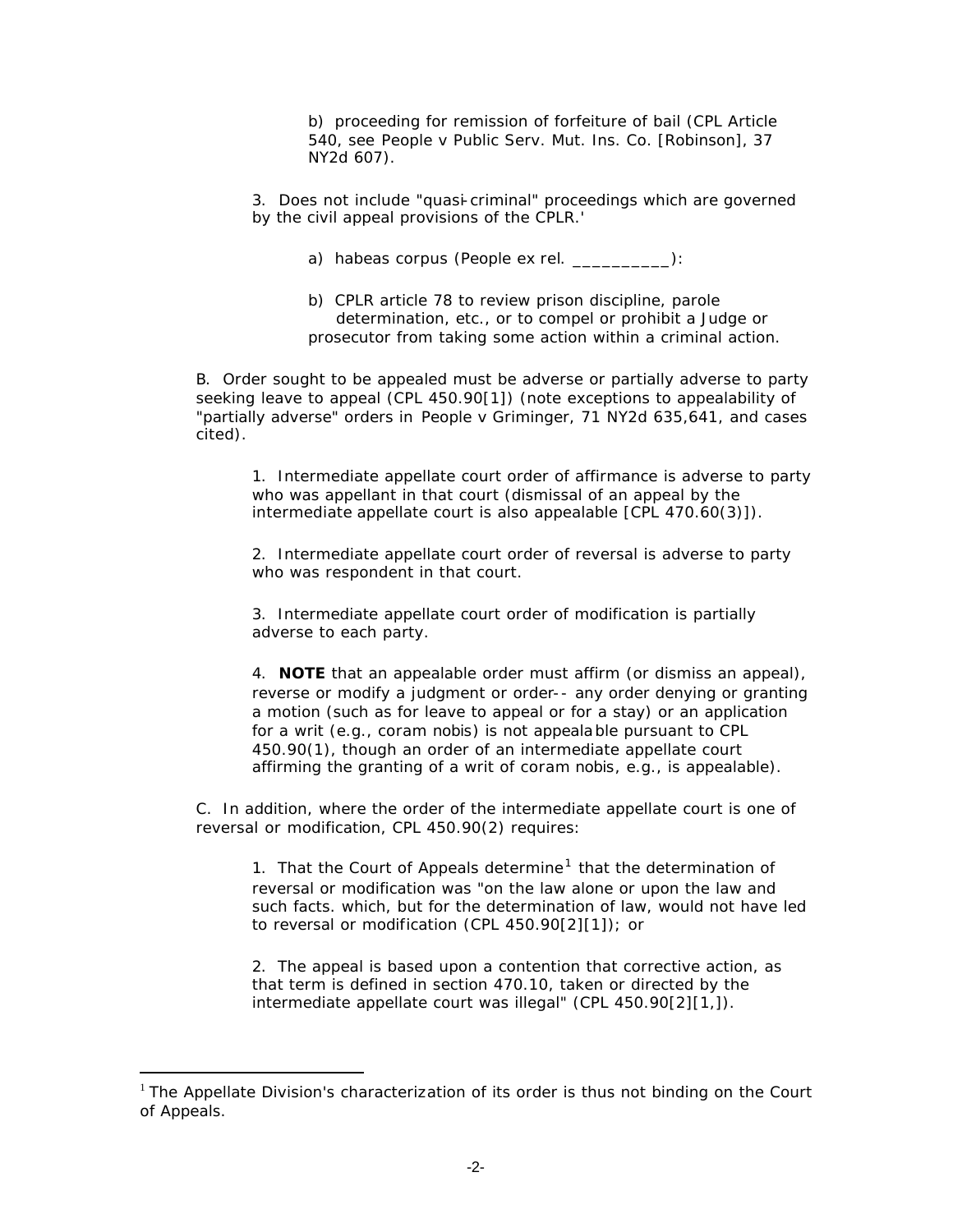b) proceeding for remission of forfeiture of bail (CPL Article 540, see People v Public Serv. Mut. Ins. Co. [Robinson], 37 NY2d 607).

3. Does not include "quasi-criminal" proceedings which are governed by the civil appeal provisions of the CPLR.'

a) habeas corpus (People ex rel. __________):

b) CPLR article 78 to review prison discipline, parole determination, etc., or to compel or prohibit a Judge or prosecutor from taking some action within a criminal action.

B. Order sought to be appealed must be adverse or partially adverse to party seeking leave to appeal (CPL 450.90[1]) (note exceptions to appealability of "partially adverse" orders in People v Griminger, 71 NY2d 635,641, and cases cited).

1. Intermediate appellate court order of affirmance is adverse to party who was appellant in that court (dismissal of an appeal by the intermediate appellate court is also appealable [CPL 470.60(3)]).

2. Intermediate appellate court order of reversal is adverse to party who was respondent in that court.

3. Intermediate appellate court order of modification is partially adverse to each party.

4. **NOTE** that an appealable order must affirm (or dismiss an appeal), reverse or modify a judgment or order-- any order denying or granting a motion (such as for leave to appeal or for a stay) or an application for a writ (e.g., coram nobis) is not appealable pursuant to CPL 450.90(1), though an order of an intermediate appellate court affirming the granting of a writ of coram nobis, e.g., is appealable).

C. In addition, where the order of the intermediate appellate court is one of reversal or modification, CPL 450.90(2) requires:

1. That the Court of Appeals determine[1] that the determination of reversal or modification was "on the law alone or upon the law and such facts. which, but for the determination of law, would not have led to reversal or modification (CPL 450.90[2][1]); or

2. The appeal is based upon a contention that corrective action, as that term is defined in section 470.10, taken or directed by the intermediate appellate court was illegal" (CPL 450.90[2][1,]).

---

[1] The Appellate Division's characterization of its order is thus not binding on the Court of Appeals.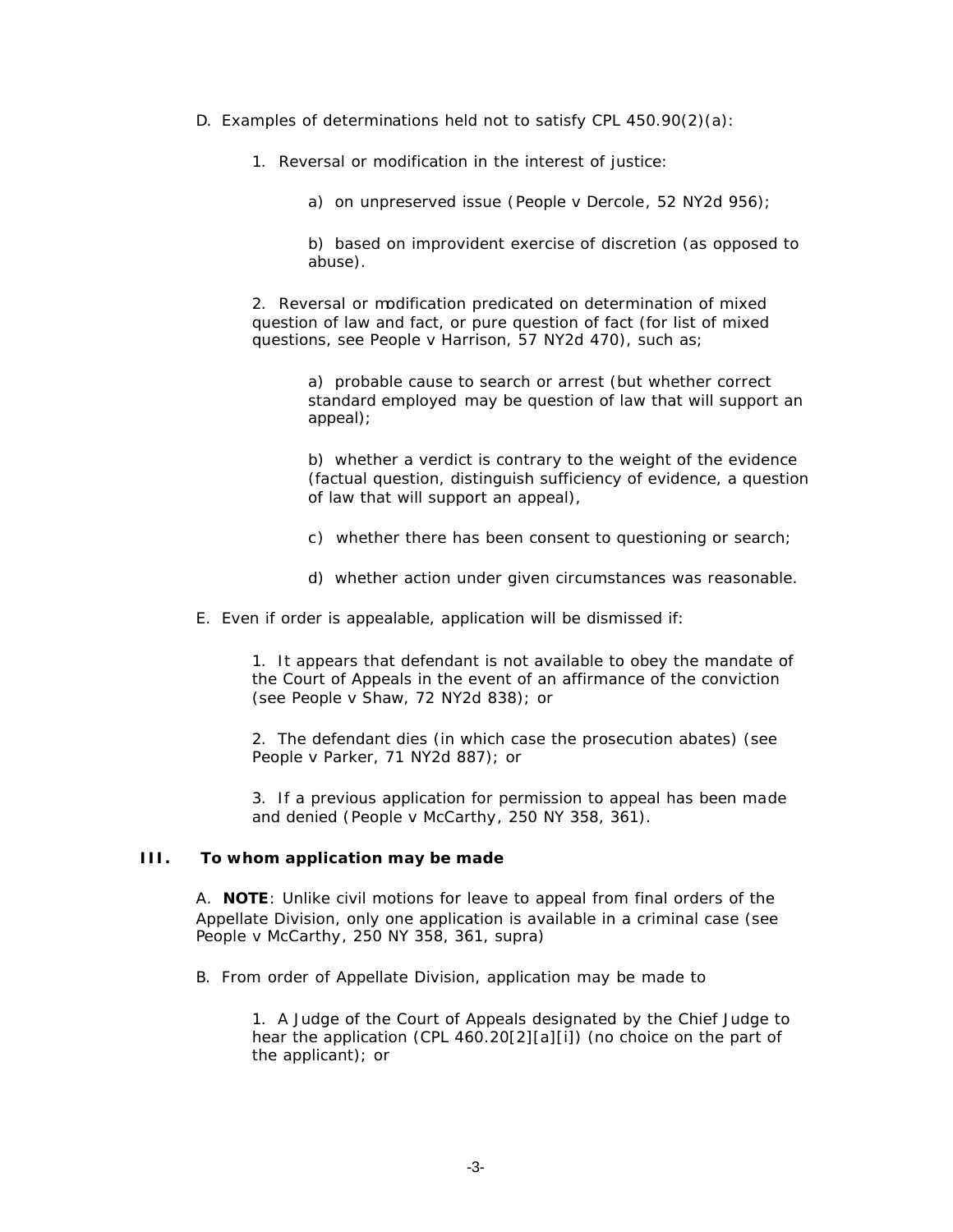D. Examples of determinations held not to satisfy CPL 450.90(2)(a):

1. Reversal or modification in the interest of justice:

   a) on unpreserved issue (People v Dercole, 52 NY2d 956);

   b) based on improvident exercise of discretion (as opposed to abuse).

2. Reversal or modification predicated on determination of mixed question of law and fact, or pure question of fact (for list of mixed questions, see People v Harrison, 57 NY2d 470), such as;

   a) probable cause to search or arrest (but whether correct standard employed may be question of law that will support an appeal);

   b) whether a verdict is contrary to the weight of the evidence (factual question, distinguish sufficiency of evidence, a question of law that will support an appeal),

   c) whether there has been consent to questioning or search;

   d) whether action under given circumstances was reasonable.

E. Even if order is appealable, application will be dismissed if:

1. It appears that defendant is not available to obey the mandate of the Court of Appeals in the event of an affirmance of the conviction (see People v Shaw, 72 NY2d 838); or

2. The defendant dies (in which case the prosecution abates) (see People v Parker, 71 NY2d 887); or

3. If a previous application for permission to appeal has been made and denied (People v McCarthy, 250 NY 358, 361).

## III. To whom application may be made

A. **NOTE**: Unlike civil motions for leave to appeal from final orders of the Appellate Division, only one application is available in a criminal case (see People v McCarthy, 250 NY 358, 361, supra)

B. From order of Appellate Division, application may be made to

1. A Judge of the Court of Appeals designated by the Chief Judge to hear the application (CPL 460.20[2][a][i]) (no choice on the part of the applicant); or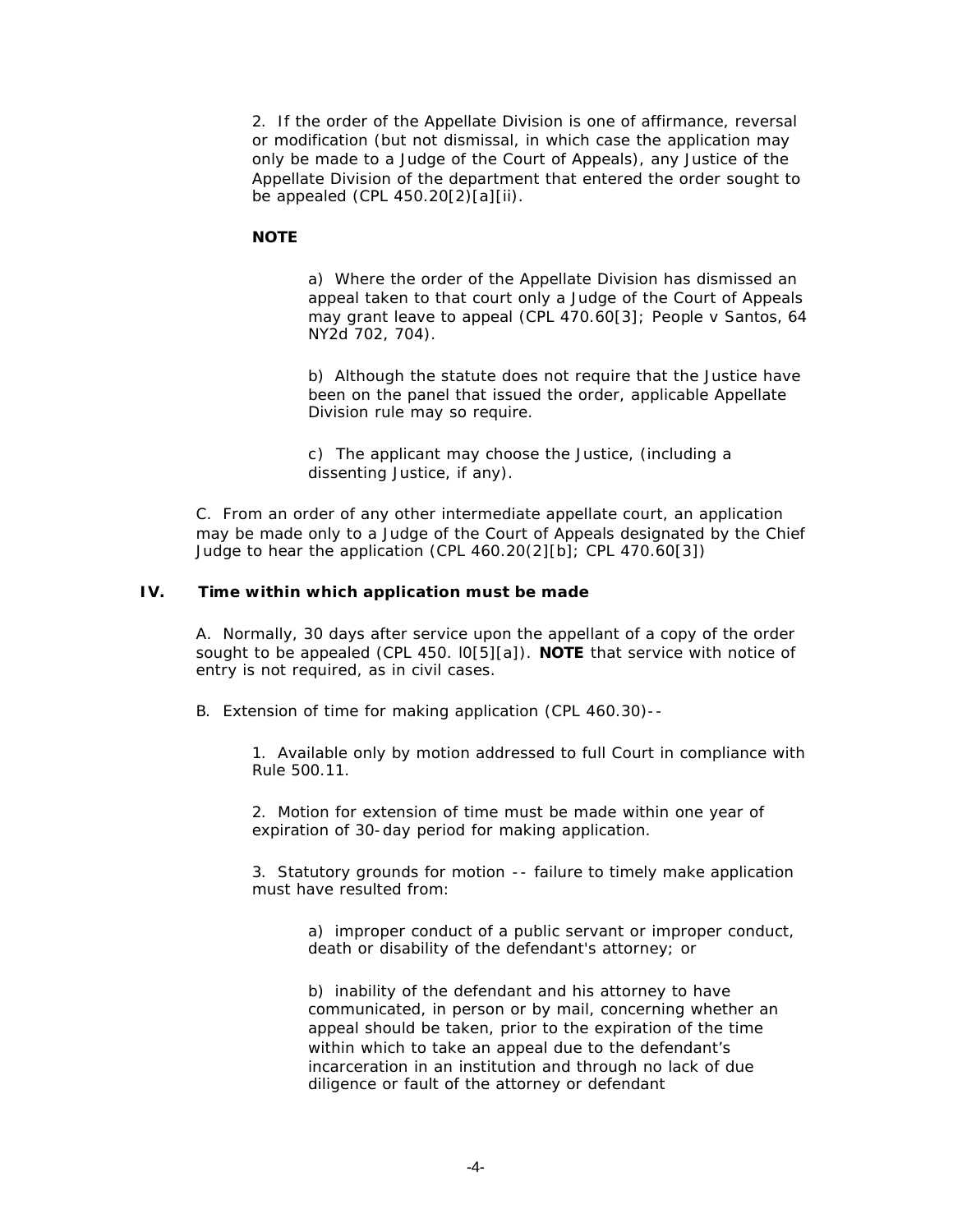2. If the order of the Appellate Division is one of affirmance, reversal or modification (but not dismissal, in which case the application may only be made to a Judge of the Court of Appeals), any Justice of the Appellate Division of the department that entered the order sought to be appealed (CPL 450.20[2)[a][ii).

**NOTE**

a) Where the order of the Appellate Division has dismissed an appeal taken to that court only a Judge of the Court of Appeals may grant leave to appeal (CPL 470.60[3]; People v Santos, 64 NY2d 702, 704).

b) Although the statute does not require that the Justice have been on the panel that issued the order, applicable Appellate Division rule may so require.

c) The applicant may choose the Justice, (including a dissenting Justice, if any).

C. From an order of any other intermediate appellate court, an application may be made only to a Judge of the Court of Appeals designated by the Chief Judge to hear the application (CPL 460.20(2][b]; CPL 470.60[3])

## IV. Time within which application must be made

A. Normally, 30 days after service upon the appellant of a copy of the order sought to be appealed (CPL 450. l0[5][a]). **NOTE** that service with notice of entry is not required, as in civil cases.

B. Extension of time for making application (CPL 460.30)--

1. Available only by motion addressed to full Court in compliance with Rule 500.11.

2. Motion for extension of time must be made within one year of expiration of 30-day period for making application.

3. Statutory grounds for motion -- failure to timely make application must have resulted from:

a) improper conduct of a public servant or improper conduct, death or disability of the defendant's attorney; or

b) inability of the defendant and his attorney to have communicated, in person or by mail, concerning whether an appeal should be taken, prior to the expiration of the time within which to take an appeal due to the defendant's incarceration in an institution and through no lack of due diligence or fault of the attorney or defendant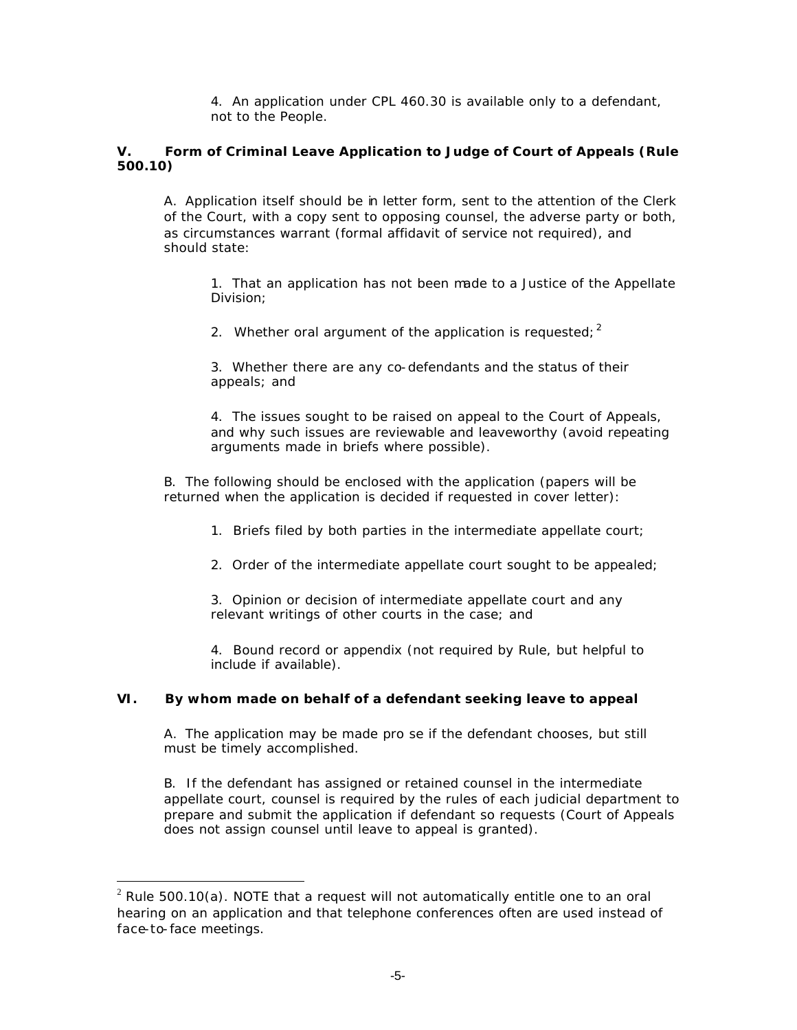4. An application under CPL 460.30 is available only to a defendant, not to the People.

## V. Form of Criminal Leave Application to Judge of Court of Appeals (Rule 500.10)

A. Application itself should be in letter form, sent to the attention of the Clerk of the Court, with a copy sent to opposing counsel, the adverse party or both, as circumstances warrant (formal affidavit of service not required), and should state:

1. That an application has not been made to a Justice of the Appellate Division;

2. Whether oral argument of the application is requested;[2]

3. Whether there are any co-defendants and the status of their appeals; and

4. The issues sought to be raised on appeal to the Court of Appeals, and why such issues are reviewable and leaveworthy (avoid repeating arguments made in briefs where possible).

B. The following should be enclosed with the application (papers will be returned when the application is decided if requested in cover letter):

1. Briefs filed by both parties in the intermediate appellate court;

2. Order of the intermediate appellate court sought to be appealed;

3. Opinion or decision of intermediate appellate court and any relevant writings of other courts in the case; and

4. Bound record or appendix (not required by Rule, but helpful to include if available).

## VI. By whom made on behalf of a defendant seeking leave to appeal

A. The application may be made pro se if the defendant chooses, but still must be timely accomplished.

B. If the defendant has assigned or retained counsel in the intermediate appellate court, counsel is required by the rules of each judicial department to prepare and submit the application if defendant so requests (Court of Appeals does not assign counsel until leave to appeal is granted).

---

[2] Rule 500.10(a). NOTE that a request will not automatically entitle one to an oral hearing on an application and that telephone conferences often are used instead of face-to-face meetings.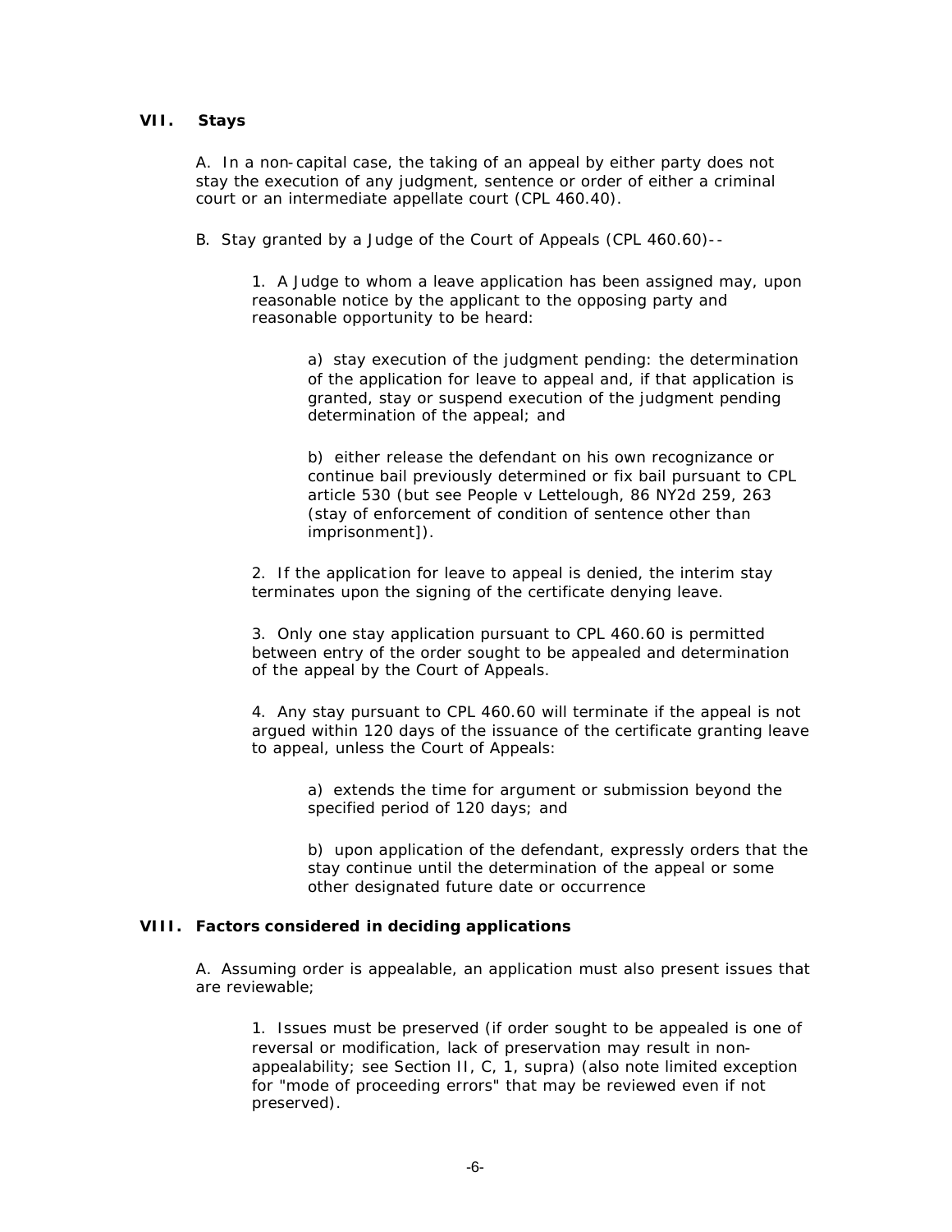## VII. Stays

A. In a non-capital case, the taking of an appeal by either party does not stay the execution of any judgment, sentence or order of either a criminal court or an intermediate appellate court (CPL 460.40).

B. Stay granted by a Judge of the Court of Appeals (CPL 460.60)--

1. A Judge to whom a leave application has been assigned may, upon reasonable notice by the applicant to the opposing party and reasonable opportunity to be heard:

a) stay execution of the judgment pending: the determination of the application for leave to appeal and, if that application is granted, stay or suspend execution of the judgment pending determination of the appeal; and

b) either release the defendant on his own recognizance or continue bail previously determined or fix bail pursuant to CPL article 530 (but see *People v Lettelough*, 86 NY2d 259, 263 (stay of enforcement of condition of sentence other than imprisonment]).

2. If the application for leave to appeal is denied, the interim stay terminates upon the signing of the certificate denying leave.

3. Only one stay application pursuant to CPL 460.60 is permitted between entry of the order sought to be appealed and determination of the appeal by the Court of Appeals.

4. Any stay pursuant to CPL 460.60 will terminate if the appeal is not argued within 120 days of the issuance of the certificate granting leave to appeal, unless the Court of Appeals:

a) extends the time for argument or submission beyond the specified period of 120 days; and

b) upon application of the defendant, expressly orders that the stay continue until the determination of the appeal or some other designated future date or occurrence

## VIII. Factors considered in deciding applications

A. Assuming order is appealable, an application must also present issues that are reviewable;

1. Issues must be preserved (if order sought to be appealed is one of reversal or modification, lack of preservation may result in non-appealability; see Section II, C, 1, supra) (also note limited exception for "mode of proceeding errors" that may be reviewed even if not preserved).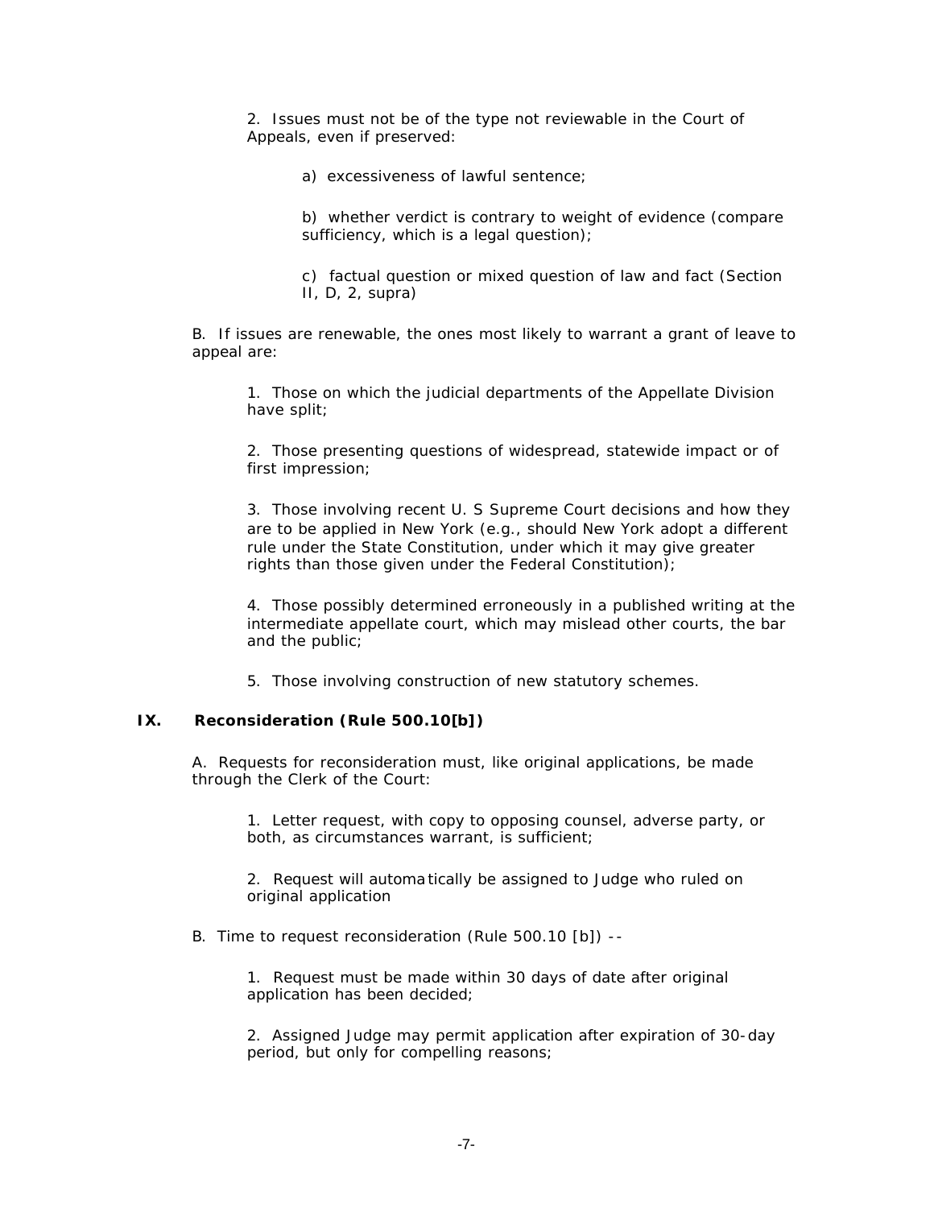2. Issues must not be of the type not reviewable in the Court of Appeals, even if preserved:

a) excessiveness of lawful sentence;

b) whether verdict is contrary to weight of evidence (compare sufficiency, which is a legal question);

c) factual question or mixed question of law and fact (Section II, D, 2, supra)

B. If issues are renewable, the ones most likely to warrant a grant of leave to appeal are:

1. Those on which the judicial departments of the Appellate Division have split;

2. Those presenting questions of widespread, statewide impact or of first impression;

3. Those involving recent U. S Supreme Court decisions and how they are to be applied in New York (e.g., should New York adopt a different rule under the State Constitution, under which it may give greater rights than those given under the Federal Constitution);

4. Those possibly determined erroneously in a published writing at the intermediate appellate court, which may mislead other courts, the bar and the public;

5. Those involving construction of new statutory schemes.

## IX. Reconsideration (Rule 500.10[b])

A. Requests for reconsideration must, like original applications, be made through the Clerk of the Court:

1. Letter request, with copy to opposing counsel, adverse party, or both, as circumstances warrant, is sufficient;

2. Request will automatically be assigned to Judge who ruled on original application

B. Time to request reconsideration (Rule 500.10 [b]) --

1. Request must be made within 30 days of date after original application has been decided;

2. Assigned Judge may permit application after expiration of 30-day period, but only for compelling reasons;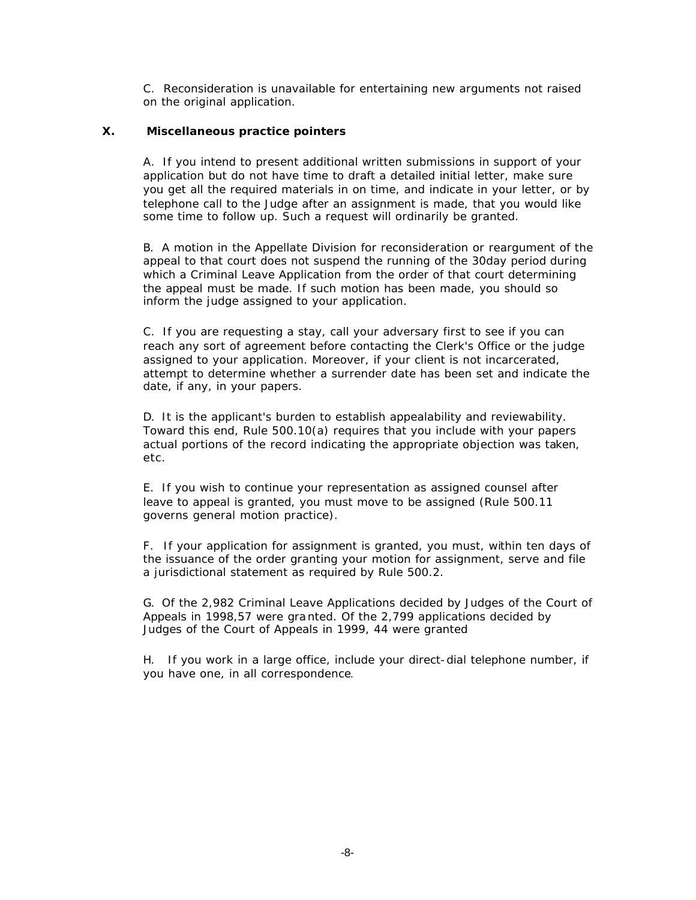C. Reconsideration is unavailable for entertaining new arguments not raised on the original application.

## X. Miscellaneous practice pointers

A. If you intend to present additional written submissions in support of your application but do not have time to draft a detailed initial letter, make sure you get all the required materials in on time, and indicate in your letter, or by telephone call to the Judge after an assignment is made, that you would like some time to follow up. Such a request will ordinarily be granted.

B. A motion in the Appellate Division for reconsideration or reargument of the appeal to that court does not suspend the running of the 30day period during which a Criminal Leave Application from the order of that court determining the appeal must be made. If such motion has been made, you should so inform the judge assigned to your application.

C. If you are requesting a stay, call your adversary first to see if you can reach any sort of agreement before contacting the Clerk's Office or the judge assigned to your application. Moreover, if your client is not incarcerated, attempt to determine whether a surrender date has been set and indicate the date, if any, in your papers.

D. It is the applicant's burden to establish appealability and reviewability. Toward this end, Rule 500.10(a) requires that you include with your papers actual portions of the record indicating the appropriate objection was taken, etc.

E. If you wish to continue your representation as assigned counsel after leave to appeal is granted, you must move to be assigned (Rule 500.11 governs general motion practice).

F. If your application for assignment is granted, you must, within ten days of the issuance of the order granting your motion for assignment, serve and file a jurisdictional statement as required by Rule 500.2.

G. Of the 2,982 Criminal Leave Applications decided by Judges of the Court of Appeals in 1998,57 were granted. Of the 2,799 applications decided by Judges of the Court of Appeals in 1999, 44 were granted

H. If you work in a large office, include your direct-dial telephone number, if you have one, in all correspondence.